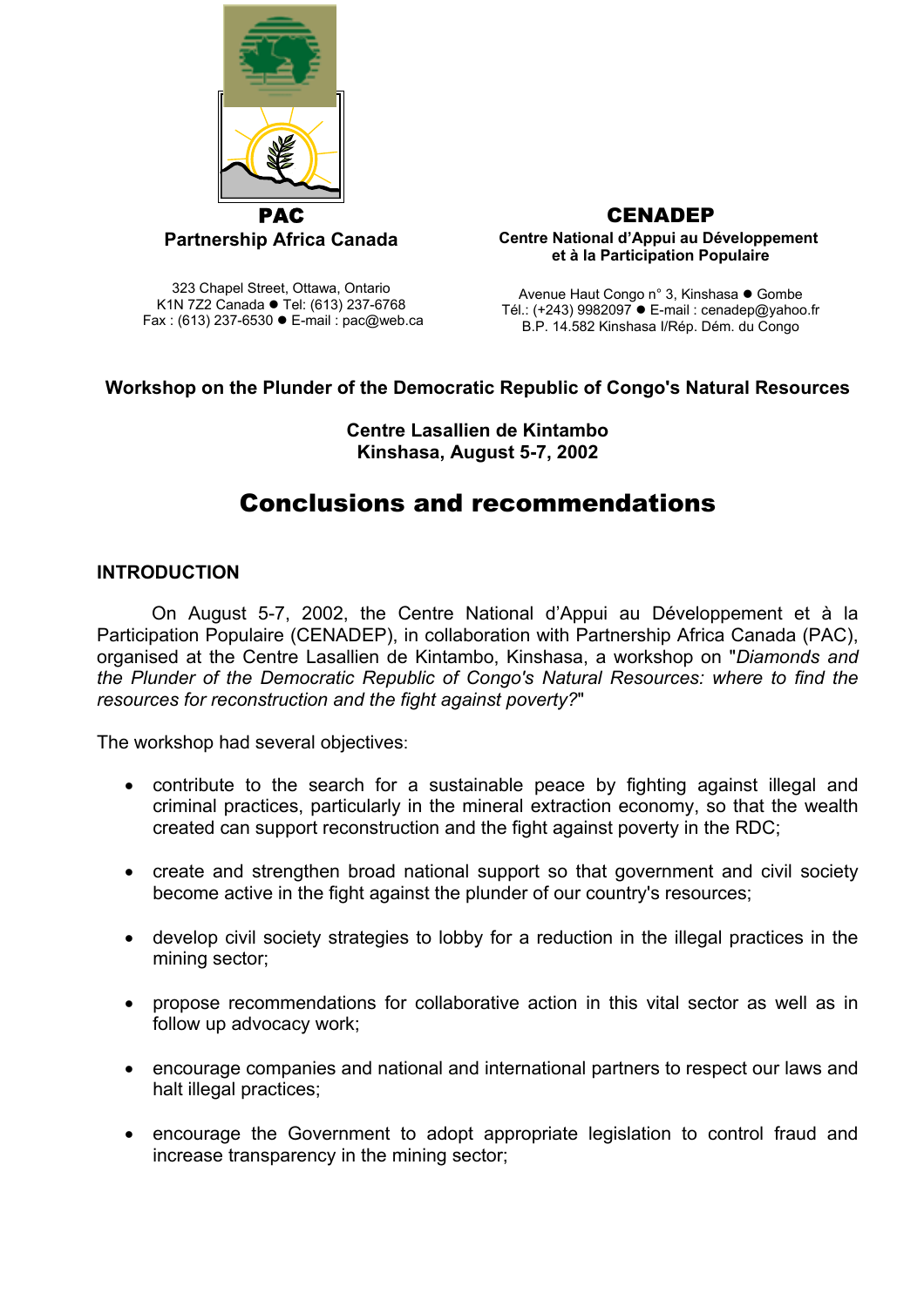**PAC**
**Partnership Africa Canada**

323 Chapel Street, Ottawa, Ontario
K1N 7Z2 Canada ● Tel: (613) 237-6768
Fax : (613) 237-6530 ● E-mail : pac@web.ca

**CENADEP**
**Centre National d'Appui au Développement et à la Participation Populaire**

Avenue Haut Congo n° 3, Kinshasa ● Gombe
Tél.: (+243) 9982097 ● E-mail : cenadep@yahoo.fr
B.P. 14.582 Kinshasa I/Rép. Dém. du Congo

**Workshop on the Plunder of the Democratic Republic of Congo's Natural Resources**

**Centre Lasallien de Kintambo**
**Kinshasa, August 5-7, 2002**

# Conclusions and recommendations

## INTRODUCTION

On August 5-7, 2002, the Centre National d'Appui au Développement et à la Participation Populaire (CENADEP), in collaboration with Partnership Africa Canada (PAC), organised at the Centre Lasallien de Kintambo, Kinshasa, a workshop on "*Diamonds and the Plunder of the Democratic Republic of Congo's Natural Resources: where to find the resources for reconstruction and the fight against poverty?*"

The workshop had several objectives:

- contribute to the search for a sustainable peace by fighting against illegal and criminal practices, particularly in the mineral extraction economy, so that the wealth created can support reconstruction and the fight against poverty in the RDC;
- create and strengthen broad national support so that government and civil society become active in the fight against the plunder of our country's resources;
- develop civil society strategies to lobby for a reduction in the illegal practices in the mining sector;
- propose recommendations for collaborative action in this vital sector as well as in follow up advocacy work;
- encourage companies and national and international partners to respect our laws and halt illegal practices;
- encourage the Government to adopt appropriate legislation to control fraud and increase transparency in the mining sector;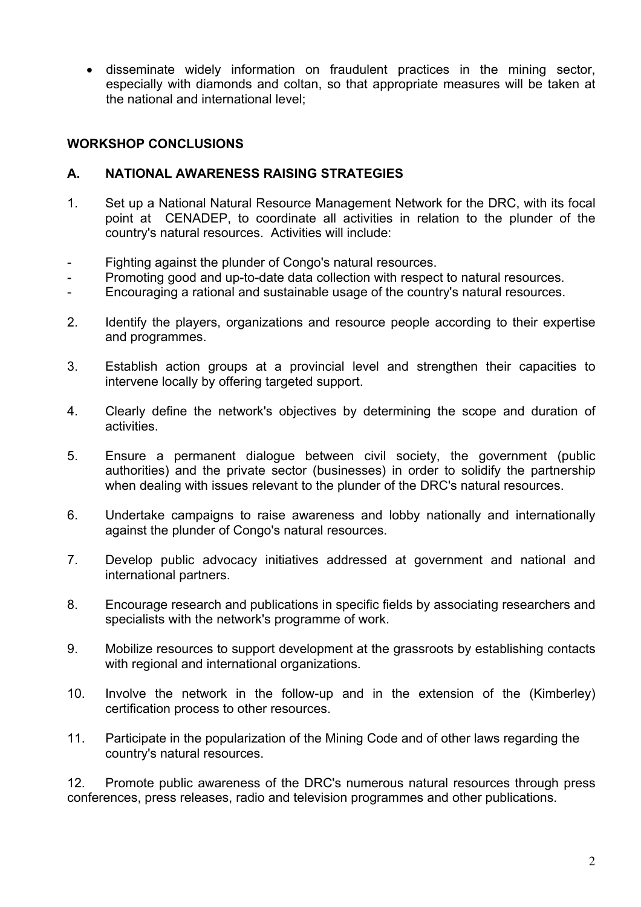- disseminate widely information on fraudulent practices in the mining sector, especially with diamonds and coltan, so that appropriate measures will be taken at the national and international level;

## WORKSHOP CONCLUSIONS

### A. NATIONAL AWARENESS RAISING STRATEGIES

1. Set up a National Natural Resource Management Network for the DRC, with its focal point at CENADEP, to coordinate all activities in relation to the plunder of the country's natural resources. Activities will include:

- Fighting against the plunder of Congo's natural resources.
- Promoting good and up-to-date data collection with respect to natural resources.
- Encouraging a rational and sustainable usage of the country's natural resources.

2. Identify the players, organizations and resource people according to their expertise and programmes.

3. Establish action groups at a provincial level and strengthen their capacities to intervene locally by offering targeted support.

4. Clearly define the network's objectives by determining the scope and duration of activities.

5. Ensure a permanent dialogue between civil society, the government (public authorities) and the private sector (businesses) in order to solidify the partnership when dealing with issues relevant to the plunder of the DRC's natural resources.

6. Undertake campaigns to raise awareness and lobby nationally and internationally against the plunder of Congo's natural resources.

7. Develop public advocacy initiatives addressed at government and national and international partners.

8. Encourage research and publications in specific fields by associating researchers and specialists with the network's programme of work.

9. Mobilize resources to support development at the grassroots by establishing contacts with regional and international organizations.

10. Involve the network in the follow-up and in the extension of the (Kimberley) certification process to other resources.

11. Participate in the popularization of the Mining Code and of other laws regarding the country's natural resources.

12. Promote public awareness of the DRC's numerous natural resources through press conferences, press releases, radio and television programmes and other publications.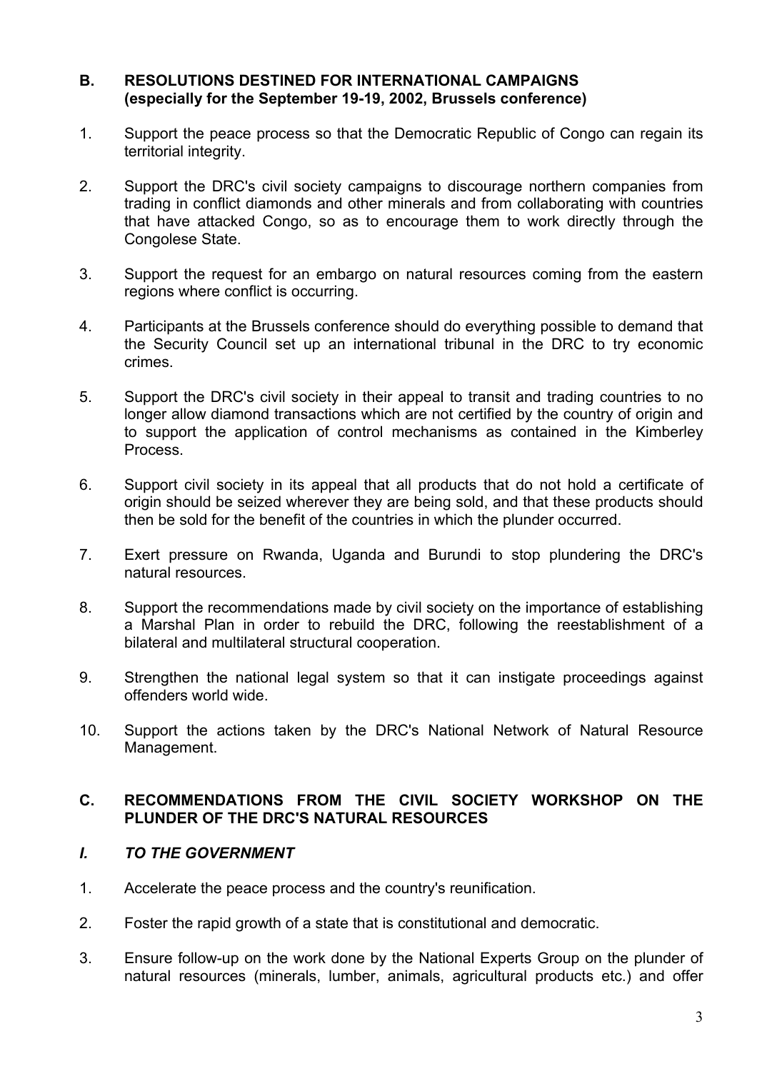## B. RESOLUTIONS DESTINED FOR INTERNATIONAL CAMPAIGNS (especially for the September 19-19, 2002, Brussels conference)

1. Support the peace process so that the Democratic Republic of Congo can regain its territorial integrity.

2. Support the DRC's civil society campaigns to discourage northern companies from trading in conflict diamonds and other minerals and from collaborating with countries that have attacked Congo, so as to encourage them to work directly through the Congolese State.

3. Support the request for an embargo on natural resources coming from the eastern regions where conflict is occurring.

4. Participants at the Brussels conference should do everything possible to demand that the Security Council set up an international tribunal in the DRC to try economic crimes.

5. Support the DRC's civil society in their appeal to transit and trading countries to no longer allow diamond transactions which are not certified by the country of origin and to support the application of control mechanisms as contained in the Kimberley Process.

6. Support civil society in its appeal that all products that do not hold a certificate of origin should be seized wherever they are being sold, and that these products should then be sold for the benefit of the countries in which the plunder occurred.

7. Exert pressure on Rwanda, Uganda and Burundi to stop plundering the DRC's natural resources.

8. Support the recommendations made by civil society on the importance of establishing a Marshal Plan in order to rebuild the DRC, following the reestablishment of a bilateral and multilateral structural cooperation.

9. Strengthen the national legal system so that it can instigate proceedings against offenders world wide.

10. Support the actions taken by the DRC's National Network of Natural Resource Management.

## C. RECOMMENDATIONS FROM THE CIVIL SOCIETY WORKSHOP ON THE PLUNDER OF THE DRC'S NATURAL RESOURCES

### *I. TO THE GOVERNMENT*

1. Accelerate the peace process and the country's reunification.

2. Foster the rapid growth of a state that is constitutional and democratic.

3. Ensure follow-up on the work done by the National Experts Group on the plunder of natural resources (minerals, lumber, animals, agricultural products etc.) and offer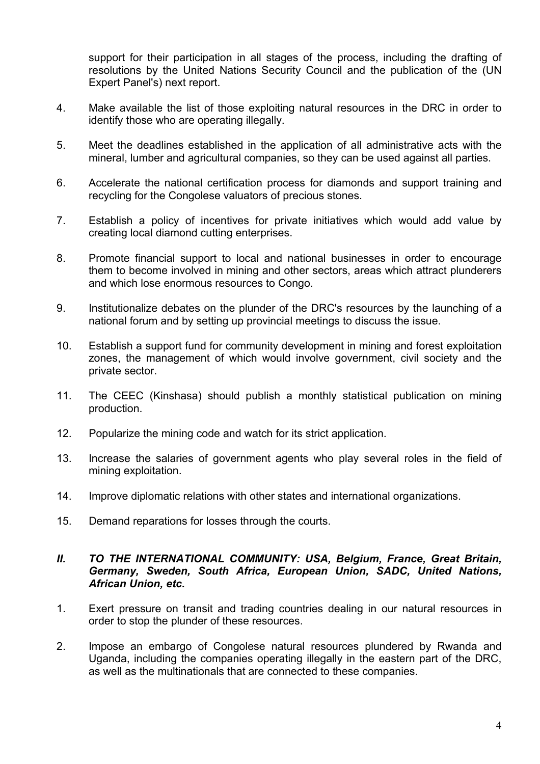support for their participation in all stages of the process, including the drafting of resolutions by the United Nations Security Council and the publication of the (UN Expert Panel's) next report.

4. Make available the list of those exploiting natural resources in the DRC in order to identify those who are operating illegally.

5. Meet the deadlines established in the application of all administrative acts with the mineral, lumber and agricultural companies, so they can be used against all parties.

6. Accelerate the national certification process for diamonds and support training and recycling for the Congolese valuators of precious stones.

7. Establish a policy of incentives for private initiatives which would add value by creating local diamond cutting enterprises.

8. Promote financial support to local and national businesses in order to encourage them to become involved in mining and other sectors, areas which attract plunderers and which lose enormous resources to Congo.

9. Institutionalize debates on the plunder of the DRC's resources by the launching of a national forum and by setting up provincial meetings to discuss the issue.

10. Establish a support fund for community development in mining and forest exploitation zones, the management of which would involve government, civil society and the private sector.

11. The CEEC (Kinshasa) should publish a monthly statistical publication on mining production.

12. Popularize the mining code and watch for its strict application.

13. Increase the salaries of government agents who play several roles in the field of mining exploitation.

14. Improve diplomatic relations with other states and international organizations.

15. Demand reparations for losses through the courts.

## *II. TO THE INTERNATIONAL COMMUNITY: USA, Belgium, France, Great Britain, Germany, Sweden, South Africa, European Union, SADC, United Nations, African Union, etc.*

1. Exert pressure on transit and trading countries dealing in our natural resources in order to stop the plunder of these resources.

2. Impose an embargo of Congolese natural resources plundered by Rwanda and Uganda, including the companies operating illegally in the eastern part of the DRC, as well as the multinationals that are connected to these companies.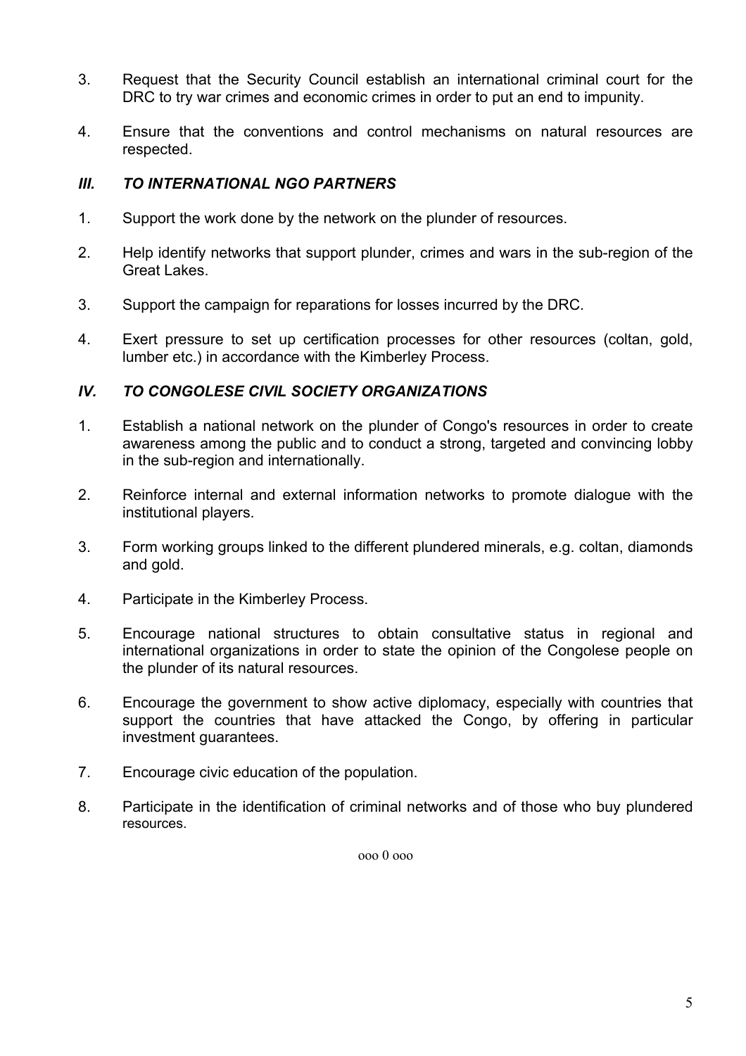3. Request that the Security Council establish an international criminal court for the DRC to try war crimes and economic crimes in order to put an end to impunity.

4. Ensure that the conventions and control mechanisms on natural resources are respected.

### *III. TO INTERNATIONAL NGO PARTNERS*

1. Support the work done by the network on the plunder of resources.

2. Help identify networks that support plunder, crimes and wars in the sub-region of the Great Lakes.

3. Support the campaign for reparations for losses incurred by the DRC.

4. Exert pressure to set up certification processes for other resources (coltan, gold, lumber etc.) in accordance with the Kimberley Process.

### *IV. TO CONGOLESE CIVIL SOCIETY ORGANIZATIONS*

1. Establish a national network on the plunder of Congo's resources in order to create awareness among the public and to conduct a strong, targeted and convincing lobby in the sub-region and internationally.

2. Reinforce internal and external information networks to promote dialogue with the institutional players.

3. Form working groups linked to the different plundered minerals, e.g. coltan, diamonds and gold.

4. Participate in the Kimberley Process.

5. Encourage national structures to obtain consultative status in regional and international organizations in order to state the opinion of the Congolese people on the plunder of its natural resources.

6. Encourage the government to show active diplomacy, especially with countries that support the countries that have attacked the Congo, by offering in particular investment guarantees.

7. Encourage civic education of the population.

8. Participate in the identification of criminal networks and of those who buy plundered resources.

ooo 0 ooo